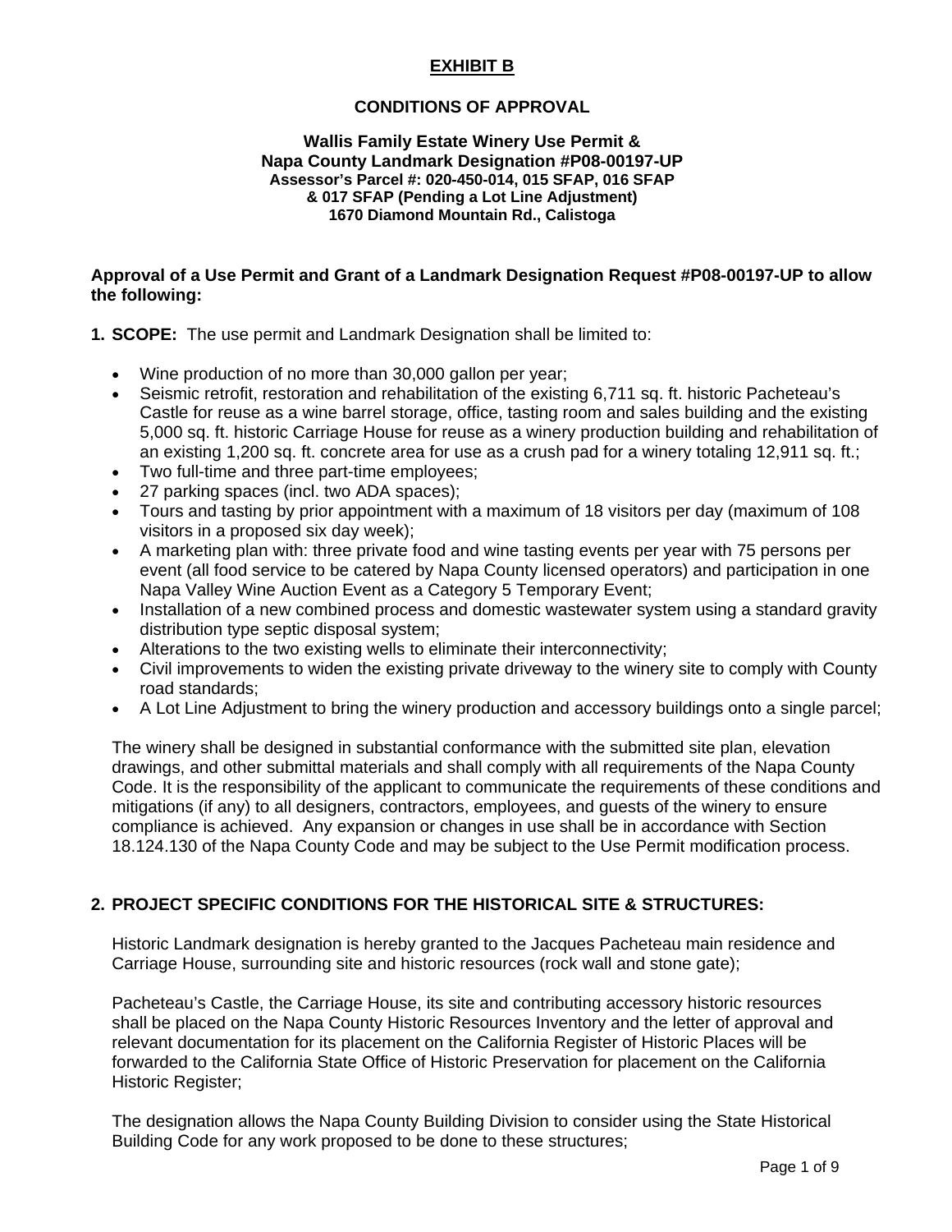# EXHIBIT B

## CONDITIONS OF APPROVAL

**Wallis Family Estate Winery Use Permit &**
**Napa County Landmark Designation #P08-00197-UP**
**Assessor's Parcel #: 020-450-014, 015 SFAP, 016 SFAP**
**& 017 SFAP (Pending a Lot Line Adjustment)**
**1670 Diamond Mountain Rd., Calistoga**

**Approval of a Use Permit and Grant of a Landmark Designation Request #P08-00197-UP to allow the following:**

**1. SCOPE:** The use permit and Landmark Designation shall be limited to:

- Wine production of no more than 30,000 gallon per year;
- Seismic retrofit, restoration and rehabilitation of the existing 6,711 sq. ft. historic Pacheteau's Castle for reuse as a wine barrel storage, office, tasting room and sales building and the existing 5,000 sq. ft. historic Carriage House for reuse as a winery production building and rehabilitation of an existing 1,200 sq. ft. concrete area for use as a crush pad for a winery totaling 12,911 sq. ft.;
- Two full-time and three part-time employees;
- 27 parking spaces (incl. two ADA spaces);
- Tours and tasting by prior appointment with a maximum of 18 visitors per day (maximum of 108 visitors in a proposed six day week);
- A marketing plan with: three private food and wine tasting events per year with 75 persons per event (all food service to be catered by Napa County licensed operators) and participation in one Napa Valley Wine Auction Event as a Category 5 Temporary Event;
- Installation of a new combined process and domestic wastewater system using a standard gravity distribution type septic disposal system;
- Alterations to the two existing wells to eliminate their interconnectivity;
- Civil improvements to widen the existing private driveway to the winery site to comply with County road standards;
- A Lot Line Adjustment to bring the winery production and accessory buildings onto a single parcel;

The winery shall be designed in substantial conformance with the submitted site plan, elevation drawings, and other submittal materials and shall comply with all requirements of the Napa County Code. It is the responsibility of the applicant to communicate the requirements of these conditions and mitigations (if any) to all designers, contractors, employees, and guests of the winery to ensure compliance is achieved. Any expansion or changes in use shall be in accordance with Section 18.124.130 of the Napa County Code and may be subject to the Use Permit modification process.

**2. PROJECT SPECIFIC CONDITIONS FOR THE HISTORICAL SITE & STRUCTURES:**

Historic Landmark designation is hereby granted to the Jacques Pacheteau main residence and Carriage House, surrounding site and historic resources (rock wall and stone gate);

Pacheteau's Castle, the Carriage House, its site and contributing accessory historic resources shall be placed on the Napa County Historic Resources Inventory and the letter of approval and relevant documentation for its placement on the California Register of Historic Places will be forwarded to the California State Office of Historic Preservation for placement on the California Historic Register;

The designation allows the Napa County Building Division to consider using the State Historical Building Code for any work proposed to be done to these structures;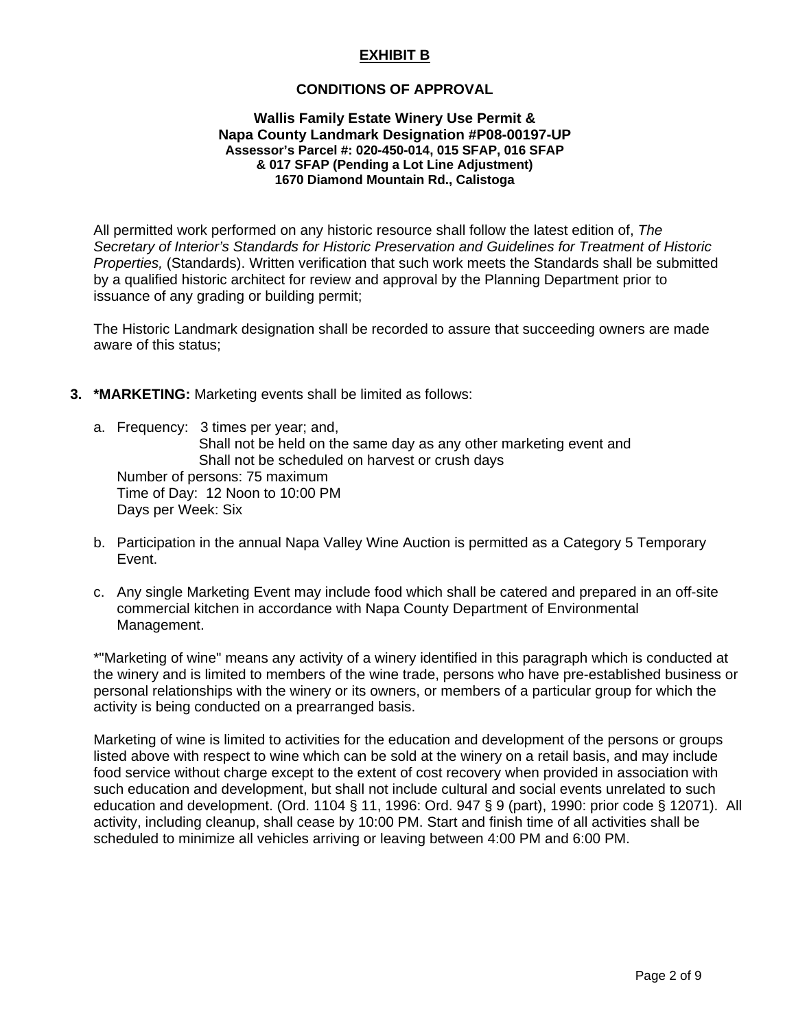**EXHIBIT B**

**CONDITIONS OF APPROVAL**

**Wallis Family Estate Winery Use Permit &**
**Napa County Landmark Designation #P08-00197-UP**
**Assessor's Parcel #: 020-450-014, 015 SFAP, 016 SFAP**
**& 017 SFAP (Pending a Lot Line Adjustment)**
**1670 Diamond Mountain Rd., Calistoga**

All permitted work performed on any historic resource shall follow the latest edition of, *The Secretary of Interior's Standards for Historic Preservation and Guidelines for Treatment of Historic Properties,* (Standards). Written verification that such work meets the Standards shall be submitted by a qualified historic architect for review and approval by the Planning Department prior to issuance of any grading or building permit;

The Historic Landmark designation shall be recorded to assure that succeeding owners are made aware of this status;

3. **\*MARKETING:** Marketing events shall be limited as follows:

   a. Frequency: 3 times per year; and,
      Shall not be held on the same day as any other marketing event and
      Shall not be scheduled on harvest or crush days
      Number of persons: 75 maximum
      Time of Day: 12 Noon to 10:00 PM
      Days per Week: Six

   b. Participation in the annual Napa Valley Wine Auction is permitted as a Category 5 Temporary Event.

   c. Any single Marketing Event may include food which shall be catered and prepared in an off-site commercial kitchen in accordance with Napa County Department of Environmental Management.

*"Marketing of wine" means any activity of a winery identified in this paragraph which is conducted at the winery and is limited to members of the wine trade, persons who have pre-established business or personal relationships with the winery or its owners, or members of a particular group for which the activity is being conducted on a prearranged basis.

Marketing of wine is limited to activities for the education and development of the persons or groups listed above with respect to wine which can be sold at the winery on a retail basis, and may include food service without charge except to the extent of cost recovery when provided in association with such education and development, but shall not include cultural and social events unrelated to such education and development. (Ord. 1104 § 11, 1996: Ord. 947 § 9 (part), 1990: prior code § 12071). All activity, including cleanup, shall cease by 10:00 PM. Start and finish time of all activities shall be scheduled to minimize all vehicles arriving or leaving between 4:00 PM and 6:00 PM.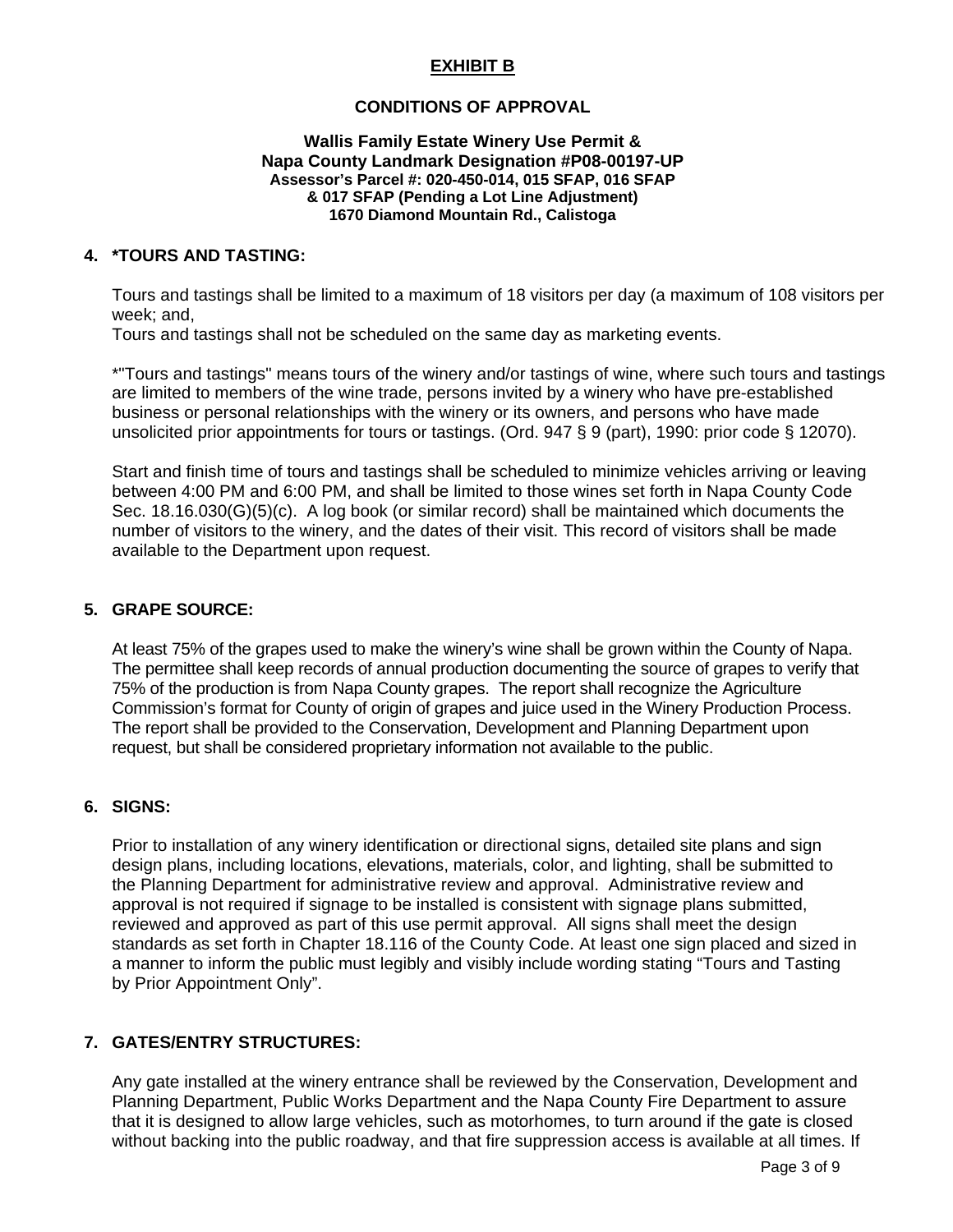# EXHIBIT B

## CONDITIONS OF APPROVAL

**Wallis Family Estate Winery Use Permit &**
**Napa County Landmark Designation #P08-00197-UP**
**Assessor's Parcel #: 020-450-014, 015 SFAP, 016 SFAP**
**& 017 SFAP (Pending a Lot Line Adjustment)**
**1670 Diamond Mountain Rd., Calistoga**

### 4. *TOURS AND TASTING:

Tours and tastings shall be limited to a maximum of 18 visitors per day (a maximum of 108 visitors per week; and,
Tours and tastings shall not be scheduled on the same day as marketing events.

*"Tours and tastings" means tours of the winery and/or tastings of wine, where such tours and tastings are limited to members of the wine trade, persons invited by a winery who have pre-established business or personal relationships with the winery or its owners, and persons who have made unsolicited prior appointments for tours or tastings. (Ord. 947 § 9 (part), 1990: prior code § 12070).

Start and finish time of tours and tastings shall be scheduled to minimize vehicles arriving or leaving between 4:00 PM and 6:00 PM, and shall be limited to those wines set forth in Napa County Code Sec. 18.16.030(G)(5)(c). A log book (or similar record) shall be maintained which documents the number of visitors to the winery, and the dates of their visit. This record of visitors shall be made available to the Department upon request.

### 5. GRAPE SOURCE:

At least 75% of the grapes used to make the winery's wine shall be grown within the County of Napa. The permittee shall keep records of annual production documenting the source of grapes to verify that 75% of the production is from Napa County grapes. The report shall recognize the Agriculture Commission's format for County of origin of grapes and juice used in the Winery Production Process. The report shall be provided to the Conservation, Development and Planning Department upon request, but shall be considered proprietary information not available to the public.

### 6. SIGNS:

Prior to installation of any winery identification or directional signs, detailed site plans and sign design plans, including locations, elevations, materials, color, and lighting, shall be submitted to the Planning Department for administrative review and approval. Administrative review and approval is not required if signage to be installed is consistent with signage plans submitted, reviewed and approved as part of this use permit approval. All signs shall meet the design standards as set forth in Chapter 18.116 of the County Code. At least one sign placed and sized in a manner to inform the public must legibly and visibly include wording stating "Tours and Tasting by Prior Appointment Only".

### 7. GATES/ENTRY STRUCTURES:

Any gate installed at the winery entrance shall be reviewed by the Conservation, Development and Planning Department, Public Works Department and the Napa County Fire Department to assure that it is designed to allow large vehicles, such as motorhomes, to turn around if the gate is closed without backing into the public roadway, and that fire suppression access is available at all times. If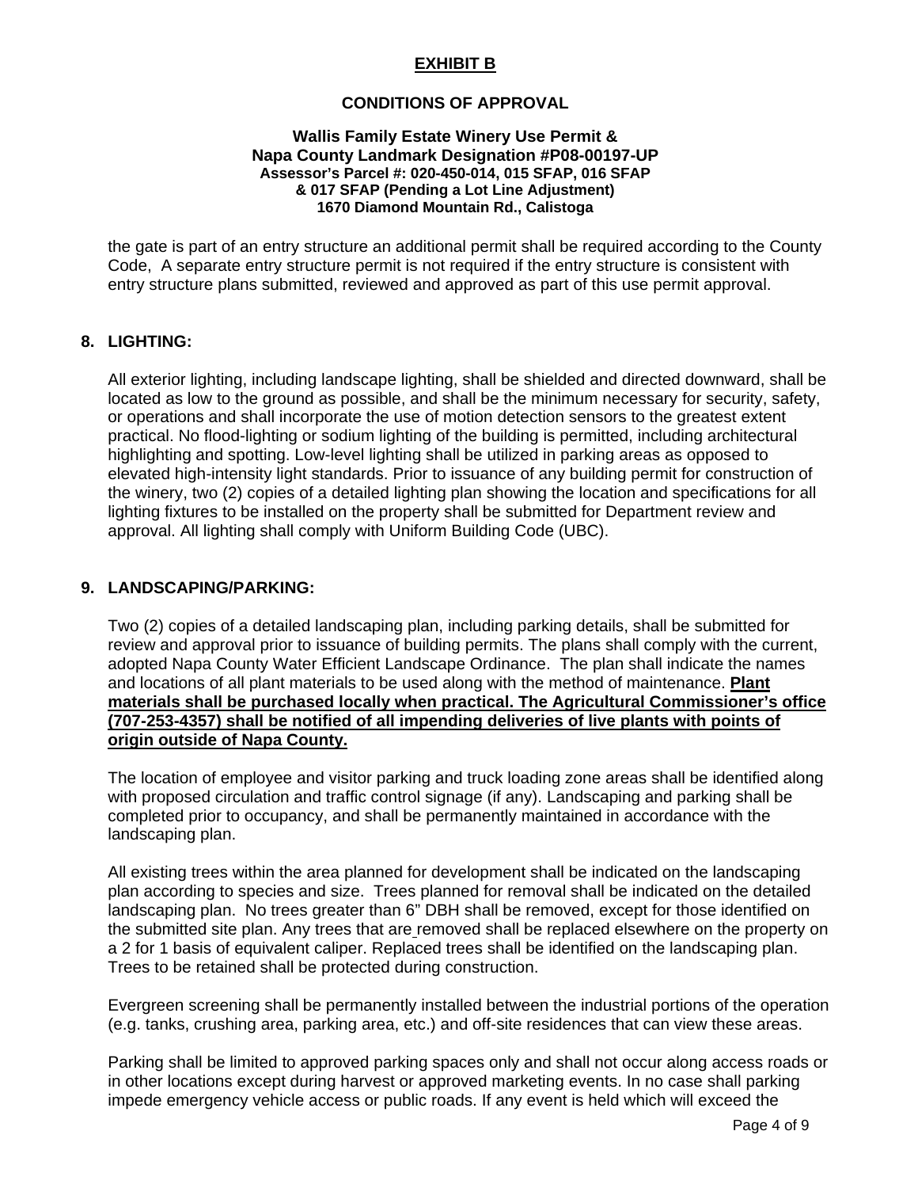the gate is part of an entry structure an additional permit shall be required according to the County Code, A separate entry structure permit is not required if the entry structure is consistent with entry structure plans submitted, reviewed and approved as part of this use permit approval.

## 8. LIGHTING:

All exterior lighting, including landscape lighting, shall be shielded and directed downward, shall be located as low to the ground as possible, and shall be the minimum necessary for security, safety, or operations and shall incorporate the use of motion detection sensors to the greatest extent practical. No flood-lighting or sodium lighting of the building is permitted, including architectural highlighting and spotting. Low-level lighting shall be utilized in parking areas as opposed to elevated high-intensity light standards. Prior to issuance of any building permit for construction of the winery, two (2) copies of a detailed lighting plan showing the location and specifications for all lighting fixtures to be installed on the property shall be submitted for Department review and approval. All lighting shall comply with Uniform Building Code (UBC).

## 9. LANDSCAPING/PARKING:

Two (2) copies of a detailed landscaping plan, including parking details, shall be submitted for review and approval prior to issuance of building permits. The plans shall comply with the current, adopted Napa County Water Efficient Landscape Ordinance. The plan shall indicate the names and locations of all plant materials to be used along with the method of maintenance. **Plant materials shall be purchased locally when practical. The Agricultural Commissioner's office (707-253-4357) shall be notified of all impending deliveries of live plants with points of origin outside of Napa County.**

The location of employee and visitor parking and truck loading zone areas shall be identified along with proposed circulation and traffic control signage (if any). Landscaping and parking shall be completed prior to occupancy, and shall be permanently maintained in accordance with the landscaping plan.

All existing trees within the area planned for development shall be indicated on the landscaping plan according to species and size. Trees planned for removal shall be indicated on the detailed landscaping plan. No trees greater than 6" DBH shall be removed, except for those identified on the submitted site plan. Any trees that are removed shall be replaced elsewhere on the property on a 2 for 1 basis of equivalent caliper. Replaced trees shall be identified on the landscaping plan. Trees to be retained shall be protected during construction.

Evergreen screening shall be permanently installed between the industrial portions of the operation (e.g. tanks, crushing area, parking area, etc.) and off-site residences that can view these areas.

Parking shall be limited to approved parking spaces only and shall not occur along access roads or in other locations except during harvest or approved marketing events. In no case shall parking impede emergency vehicle access or public roads. If any event is held which will exceed the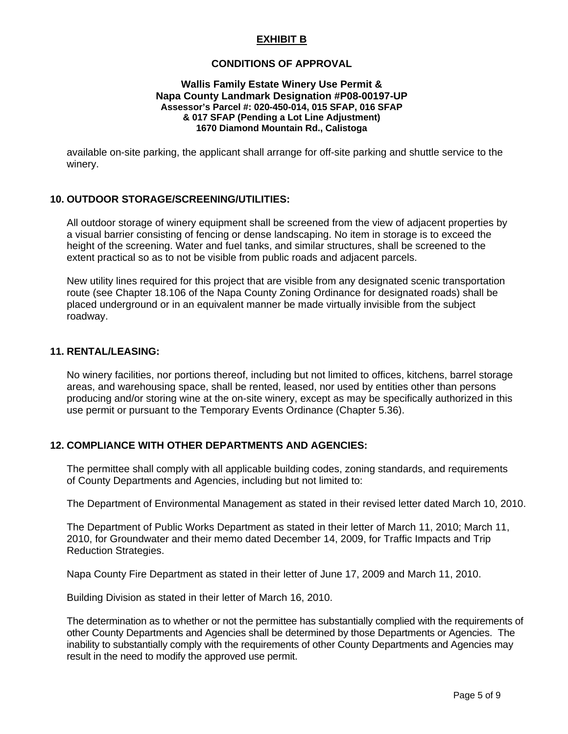available on-site parking, the applicant shall arrange for off-site parking and shuttle service to the winery.

## 10. OUTDOOR STORAGE/SCREENING/UTILITIES:

All outdoor storage of winery equipment shall be screened from the view of adjacent properties by a visual barrier consisting of fencing or dense landscaping. No item in storage is to exceed the height of the screening. Water and fuel tanks, and similar structures, shall be screened to the extent practical so as to not be visible from public roads and adjacent parcels.

New utility lines required for this project that are visible from any designated scenic transportation route (see Chapter 18.106 of the Napa County Zoning Ordinance for designated roads) shall be placed underground or in an equivalent manner be made virtually invisible from the subject roadway.

## 11. RENTAL/LEASING:

No winery facilities, nor portions thereof, including but not limited to offices, kitchens, barrel storage areas, and warehousing space, shall be rented, leased, nor used by entities other than persons producing and/or storing wine at the on-site winery, except as may be specifically authorized in this use permit or pursuant to the Temporary Events Ordinance (Chapter 5.36).

## 12. COMPLIANCE WITH OTHER DEPARTMENTS AND AGENCIES:

The permittee shall comply with all applicable building codes, zoning standards, and requirements of County Departments and Agencies, including but not limited to:

The Department of Environmental Management as stated in their revised letter dated March 10, 2010.

The Department of Public Works Department as stated in their letter of March 11, 2010; March 11, 2010, for Groundwater and their memo dated December 14, 2009, for Traffic Impacts and Trip Reduction Strategies.

Napa County Fire Department as stated in their letter of June 17, 2009 and March 11, 2010.

Building Division as stated in their letter of March 16, 2010.

The determination as to whether or not the permittee has substantially complied with the requirements of other County Departments and Agencies shall be determined by those Departments or Agencies. The inability to substantially comply with the requirements of other County Departments and Agencies may result in the need to modify the approved use permit.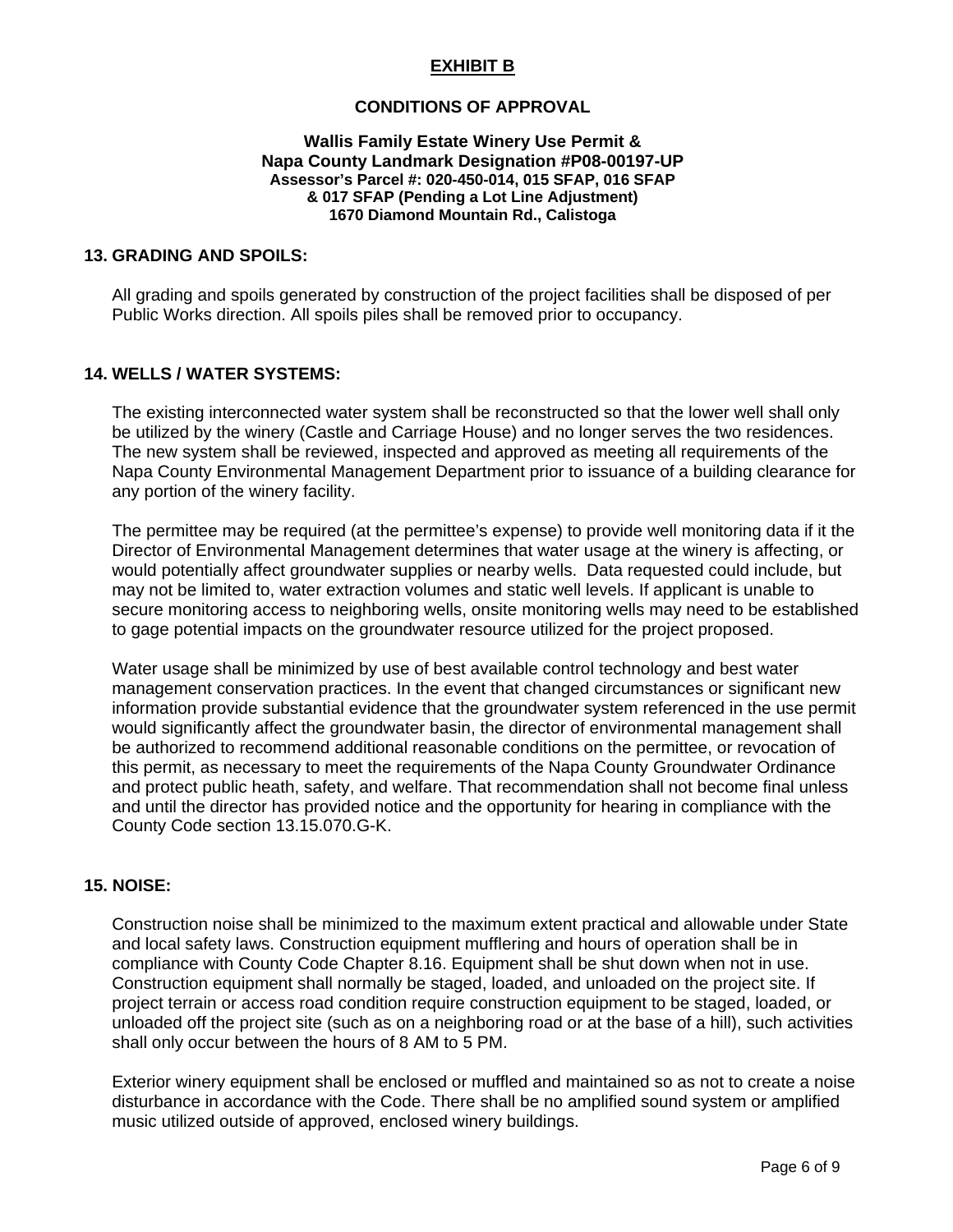**EXHIBIT B**

**CONDITIONS OF APPROVAL**

**Wallis Family Estate Winery Use Permit &**
**Napa County Landmark Designation #P08-00197-UP**
**Assessor's Parcel #: 020-450-014, 015 SFAP, 016 SFAP**
**& 017 SFAP (Pending a Lot Line Adjustment)**
**1670 Diamond Mountain Rd., Calistoga**

## 13. GRADING AND SPOILS:

All grading and spoils generated by construction of the project facilities shall be disposed of per Public Works direction. All spoils piles shall be removed prior to occupancy.

## 14. WELLS / WATER SYSTEMS:

The existing interconnected water system shall be reconstructed so that the lower well shall only be utilized by the winery (Castle and Carriage House) and no longer serves the two residences. The new system shall be reviewed, inspected and approved as meeting all requirements of the Napa County Environmental Management Department prior to issuance of a building clearance for any portion of the winery facility.

The permittee may be required (at the permittee's expense) to provide well monitoring data if it the Director of Environmental Management determines that water usage at the winery is affecting, or would potentially affect groundwater supplies or nearby wells. Data requested could include, but may not be limited to, water extraction volumes and static well levels. If applicant is unable to secure monitoring access to neighboring wells, onsite monitoring wells may need to be established to gage potential impacts on the groundwater resource utilized for the project proposed.

Water usage shall be minimized by use of best available control technology and best water management conservation practices. In the event that changed circumstances or significant new information provide substantial evidence that the groundwater system referenced in the use permit would significantly affect the groundwater basin, the director of environmental management shall be authorized to recommend additional reasonable conditions on the permittee, or revocation of this permit, as necessary to meet the requirements of the Napa County Groundwater Ordinance and protect public heath, safety, and welfare. That recommendation shall not become final unless and until the director has provided notice and the opportunity for hearing in compliance with the County Code section 13.15.070.G-K.

## 15. NOISE:

Construction noise shall be minimized to the maximum extent practical and allowable under State and local safety laws. Construction equipment mufflering and hours of operation shall be in compliance with County Code Chapter 8.16. Equipment shall be shut down when not in use. Construction equipment shall normally be staged, loaded, and unloaded on the project site. If project terrain or access road condition require construction equipment to be staged, loaded, or unloaded off the project site (such as on a neighboring road or at the base of a hill), such activities shall only occur between the hours of 8 AM to 5 PM.

Exterior winery equipment shall be enclosed or muffled and maintained so as not to create a noise disturbance in accordance with the Code. There shall be no amplified sound system or amplified music utilized outside of approved, enclosed winery buildings.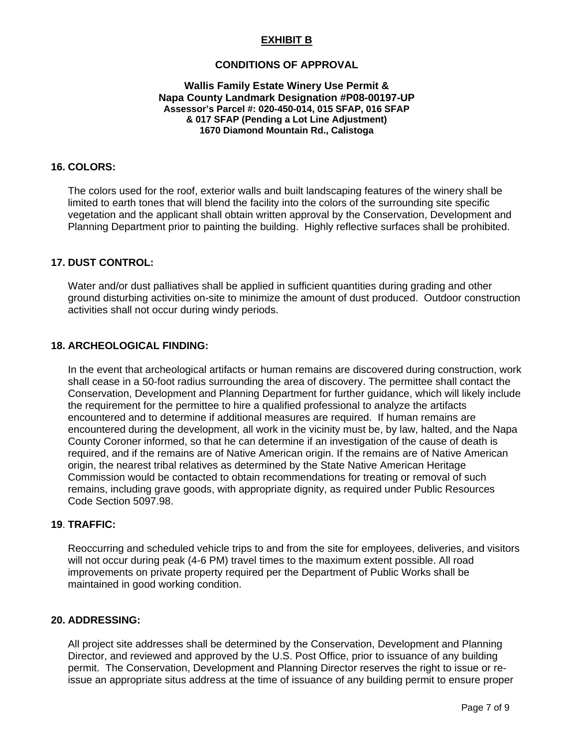**EXHIBIT B**

**CONDITIONS OF APPROVAL**

**Wallis Family Estate Winery Use Permit &**
**Napa County Landmark Designation #P08-00197-UP**
**Assessor's Parcel #: 020-450-014, 015 SFAP, 016 SFAP**
**& 017 SFAP (Pending a Lot Line Adjustment)**
**1670 Diamond Mountain Rd., Calistoga**

**16. COLORS:**

The colors used for the roof, exterior walls and built landscaping features of the winery shall be limited to earth tones that will blend the facility into the colors of the surrounding site specific vegetation and the applicant shall obtain written approval by the Conservation, Development and Planning Department prior to painting the building. Highly reflective surfaces shall be prohibited.

**17. DUST CONTROL:**

Water and/or dust palliatives shall be applied in sufficient quantities during grading and other ground disturbing activities on-site to minimize the amount of dust produced. Outdoor construction activities shall not occur during windy periods.

**18. ARCHEOLOGICAL FINDING:**

In the event that archeological artifacts or human remains are discovered during construction, work shall cease in a 50-foot radius surrounding the area of discovery. The permittee shall contact the Conservation, Development and Planning Department for further guidance, which will likely include the requirement for the permittee to hire a qualified professional to analyze the artifacts encountered and to determine if additional measures are required. If human remains are encountered during the development, all work in the vicinity must be, by law, halted, and the Napa County Coroner informed, so that he can determine if an investigation of the cause of death is required, and if the remains are of Native American origin. If the remains are of Native American origin, the nearest tribal relatives as determined by the State Native American Heritage Commission would be contacted to obtain recommendations for treating or removal of such remains, including grave goods, with appropriate dignity, as required under Public Resources Code Section 5097.98.

**19. TRAFFIC:**

Reoccurring and scheduled vehicle trips to and from the site for employees, deliveries, and visitors will not occur during peak (4-6 PM) travel times to the maximum extent possible. All road improvements on private property required per the Department of Public Works shall be maintained in good working condition.

**20. ADDRESSING:**

All project site addresses shall be determined by the Conservation, Development and Planning Director, and reviewed and approved by the U.S. Post Office, prior to issuance of any building permit. The Conservation, Development and Planning Director reserves the right to issue or re-issue an appropriate situs address at the time of issuance of any building permit to ensure proper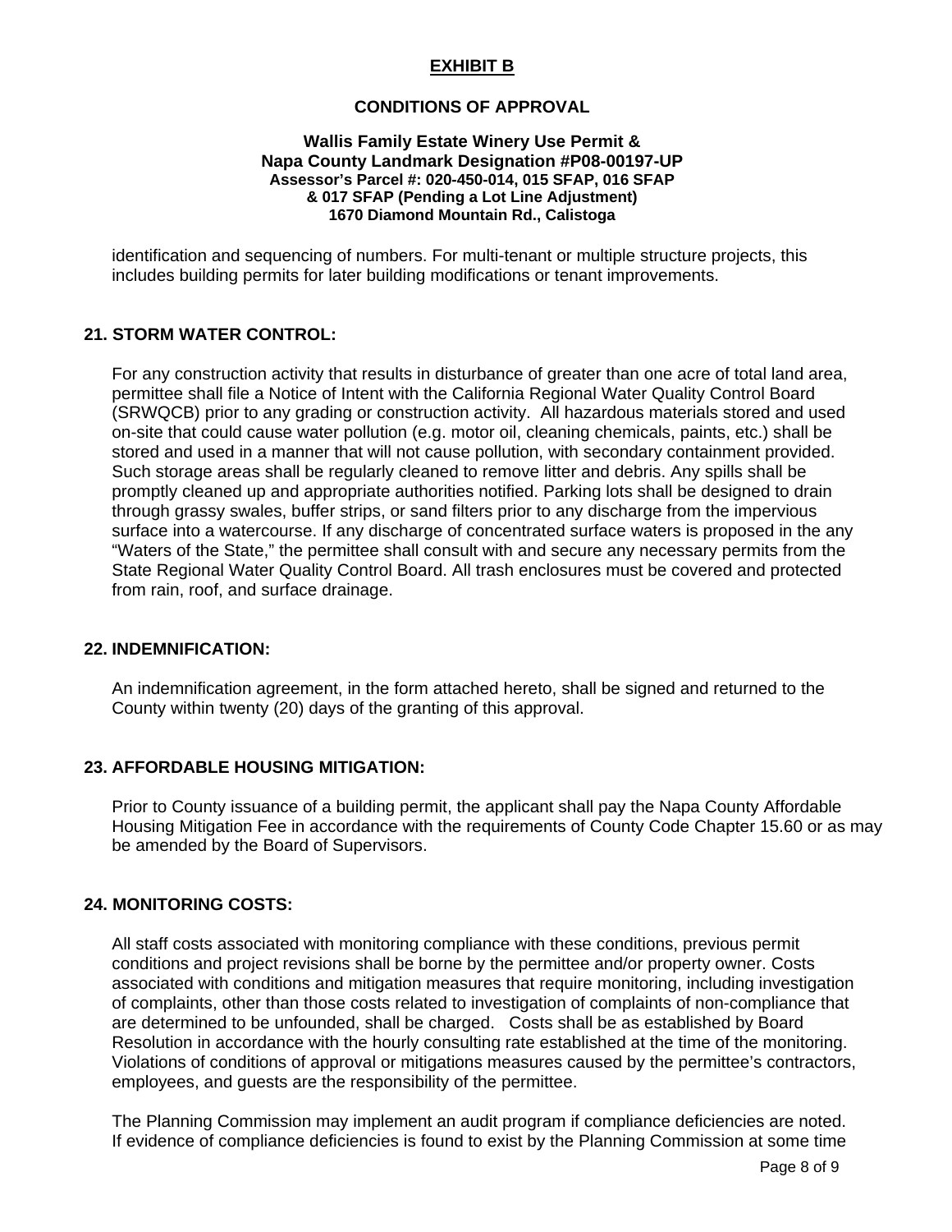identification and sequencing of numbers. For multi-tenant or multiple structure projects, this includes building permits for later building modifications or tenant improvements.

## 21. STORM WATER CONTROL:

For any construction activity that results in disturbance of greater than one acre of total land area, permittee shall file a Notice of Intent with the California Regional Water Quality Control Board (SRWQCB) prior to any grading or construction activity. All hazardous materials stored and used on-site that could cause water pollution (e.g. motor oil, cleaning chemicals, paints, etc.) shall be stored and used in a manner that will not cause pollution, with secondary containment provided. Such storage areas shall be regularly cleaned to remove litter and debris. Any spills shall be promptly cleaned up and appropriate authorities notified. Parking lots shall be designed to drain through grassy swales, buffer strips, or sand filters prior to any discharge from the impervious surface into a watercourse. If any discharge of concentrated surface waters is proposed in the any "Waters of the State," the permittee shall consult with and secure any necessary permits from the State Regional Water Quality Control Board. All trash enclosures must be covered and protected from rain, roof, and surface drainage.

## 22. INDEMNIFICATION:

An indemnification agreement, in the form attached hereto, shall be signed and returned to the County within twenty (20) days of the granting of this approval.

## 23. AFFORDABLE HOUSING MITIGATION:

Prior to County issuance of a building permit, the applicant shall pay the Napa County Affordable Housing Mitigation Fee in accordance with the requirements of County Code Chapter 15.60 or as may be amended by the Board of Supervisors.

## 24. MONITORING COSTS:

All staff costs associated with monitoring compliance with these conditions, previous permit conditions and project revisions shall be borne by the permittee and/or property owner. Costs associated with conditions and mitigation measures that require monitoring, including investigation of complaints, other than those costs related to investigation of complaints of non-compliance that are determined to be unfounded, shall be charged. Costs shall be as established by Board Resolution in accordance with the hourly consulting rate established at the time of the monitoring. Violations of conditions of approval or mitigations measures caused by the permittee's contractors, employees, and guests are the responsibility of the permittee.

The Planning Commission may implement an audit program if compliance deficiencies are noted. If evidence of compliance deficiencies is found to exist by the Planning Commission at some time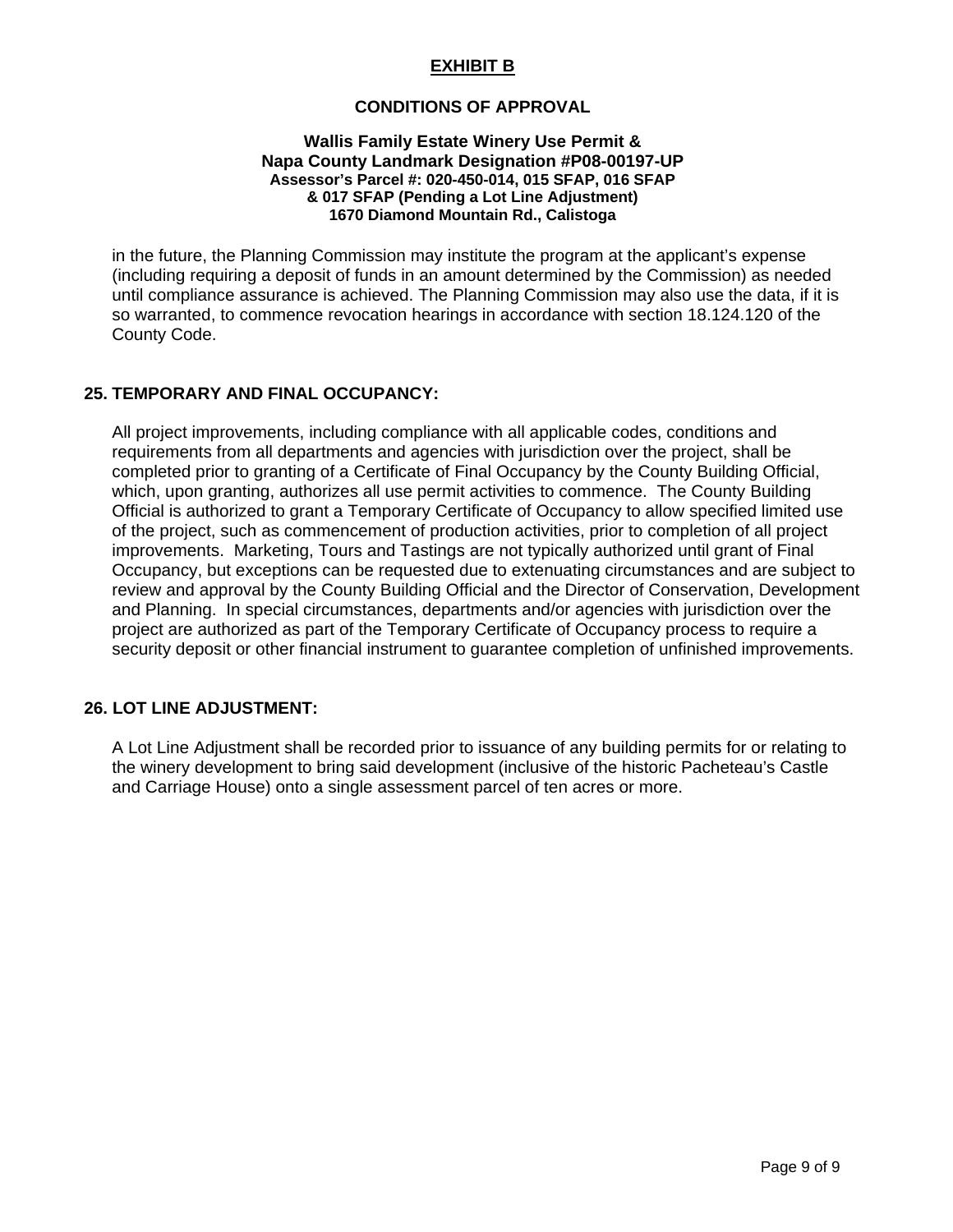in the future, the Planning Commission may institute the program at the applicant's expense (including requiring a deposit of funds in an amount determined by the Commission) as needed until compliance assurance is achieved. The Planning Commission may also use the data, if it is so warranted, to commence revocation hearings in accordance with section 18.124.120 of the County Code.

## 25. TEMPORARY AND FINAL OCCUPANCY:

All project improvements, including compliance with all applicable codes, conditions and requirements from all departments and agencies with jurisdiction over the project, shall be completed prior to granting of a Certificate of Final Occupancy by the County Building Official, which, upon granting, authorizes all use permit activities to commence. The County Building Official is authorized to grant a Temporary Certificate of Occupancy to allow specified limited use of the project, such as commencement of production activities, prior to completion of all project improvements. Marketing, Tours and Tastings are not typically authorized until grant of Final Occupancy, but exceptions can be requested due to extenuating circumstances and are subject to review and approval by the County Building Official and the Director of Conservation, Development and Planning. In special circumstances, departments and/or agencies with jurisdiction over the project are authorized as part of the Temporary Certificate of Occupancy process to require a security deposit or other financial instrument to guarantee completion of unfinished improvements.

## 26. LOT LINE ADJUSTMENT:

A Lot Line Adjustment shall be recorded prior to issuance of any building permits for or relating to the winery development to bring said development (inclusive of the historic Pacheteau's Castle and Carriage House) onto a single assessment parcel of ten acres or more.